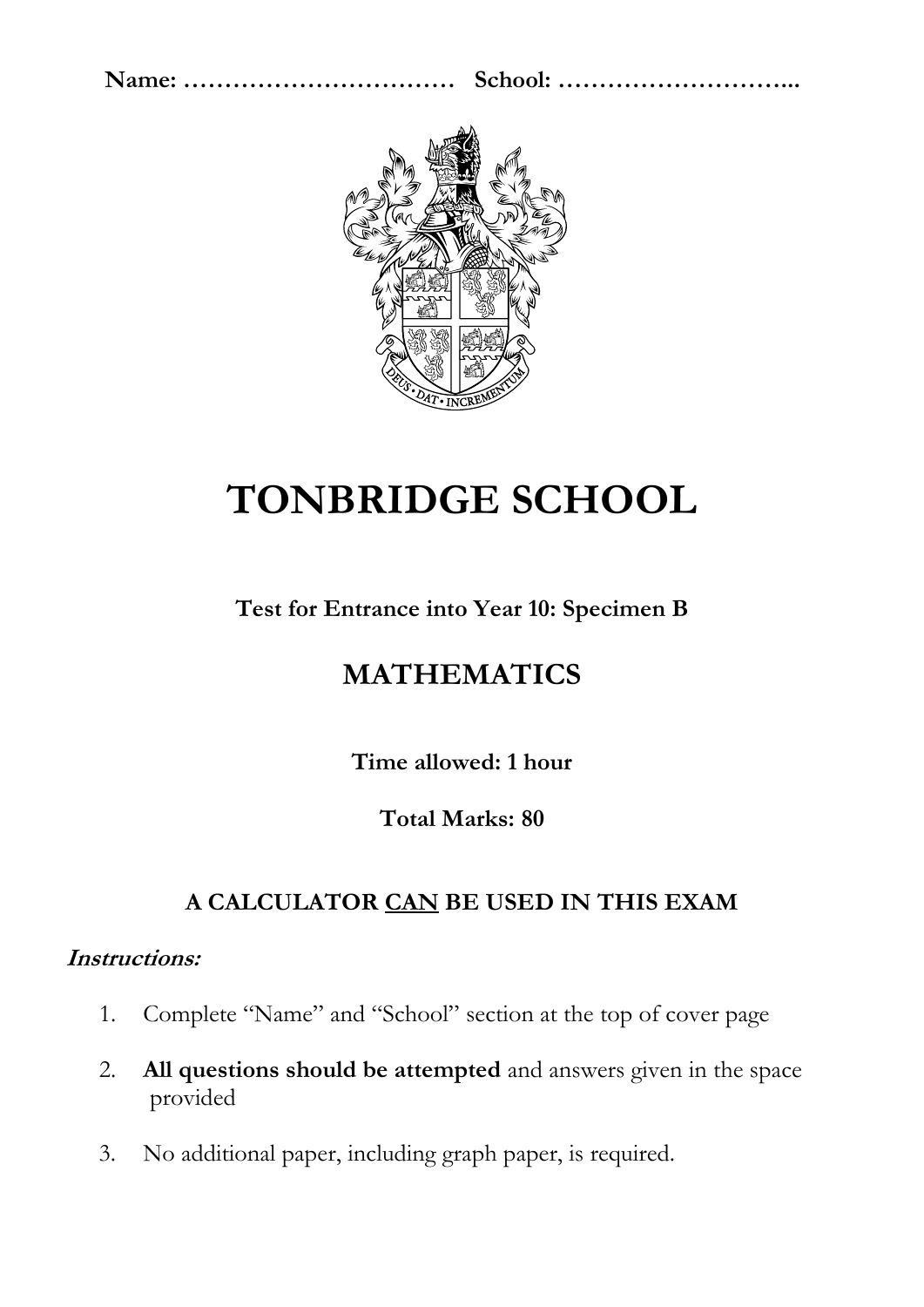**Name: ……………………………   School: ………………………...**

# TONBRIDGE SCHOOL

**Test for Entrance into Year 10: Specimen B**

## MATHEMATICS

**Time allowed: 1 hour**

**Total Marks: 80**

**A CALCULATOR CAN BE USED IN THIS EXAM**

***Instructions:***

1. Complete "Name" and "School" section at the top of cover page
2. **All questions should be attempted** and answers given in the space provided
3. No additional paper, including graph paper, is required.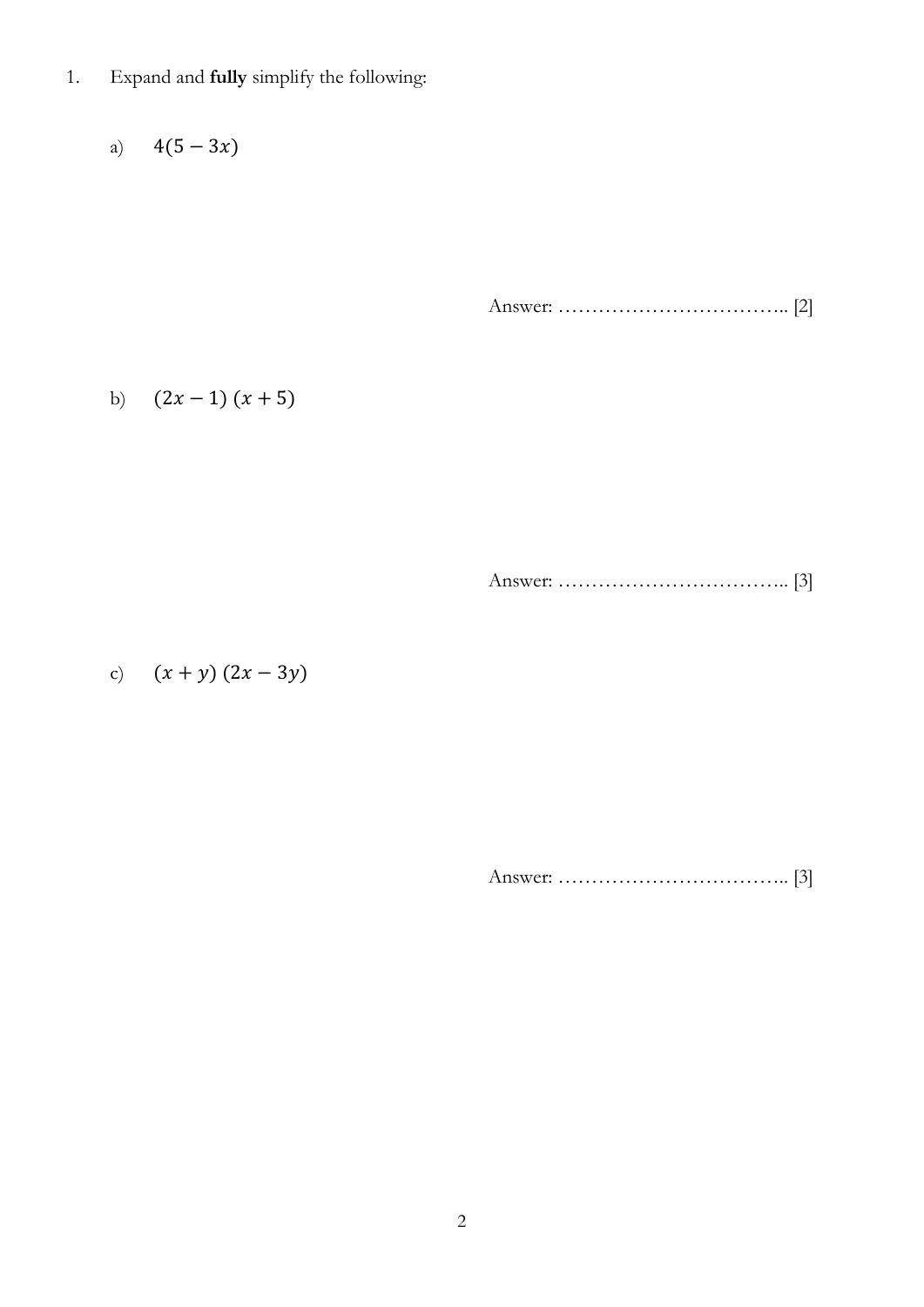1. Expand and **fully** simplify the following:

   a) $4(5 - 3x)$

   Answer: …………………………….. [2]

   b) $(2x - 1)\,(x + 5)$

   Answer: …………………………….. [3]

   c) $(x + y)\,(2x - 3y)$

   Answer: …………………………….. [3]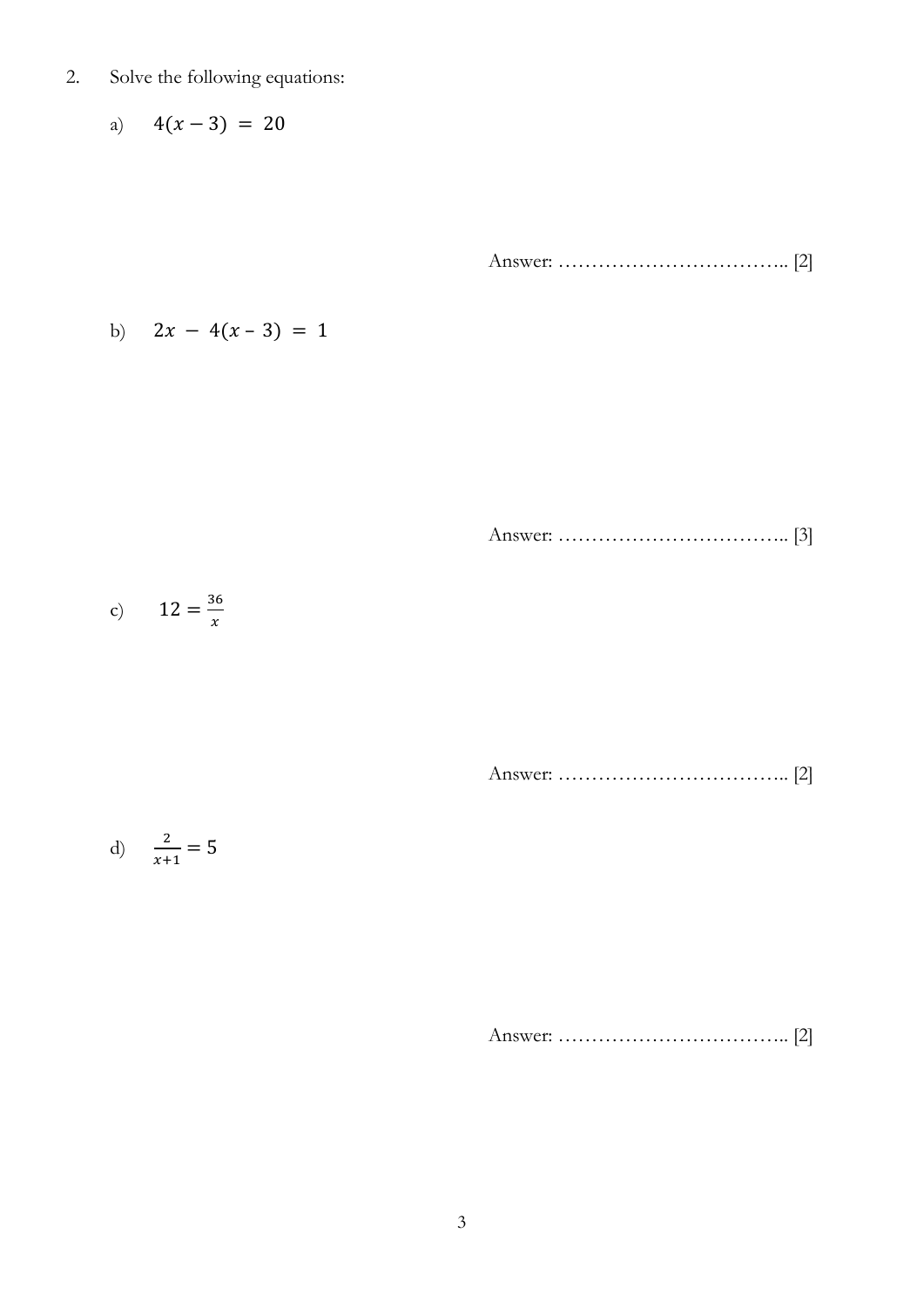2. Solve the following equations:

a) $4(x - 3) = 20$

Answer: …………………………….. [2]

b) $2x - 4(x - 3) = 1$

Answer: …………………………….. [3]

c) $12 = \frac{36}{x}$

Answer: …………………………….. [2]

d) $\frac{2}{x+1} = 5$

Answer: …………………………….. [2]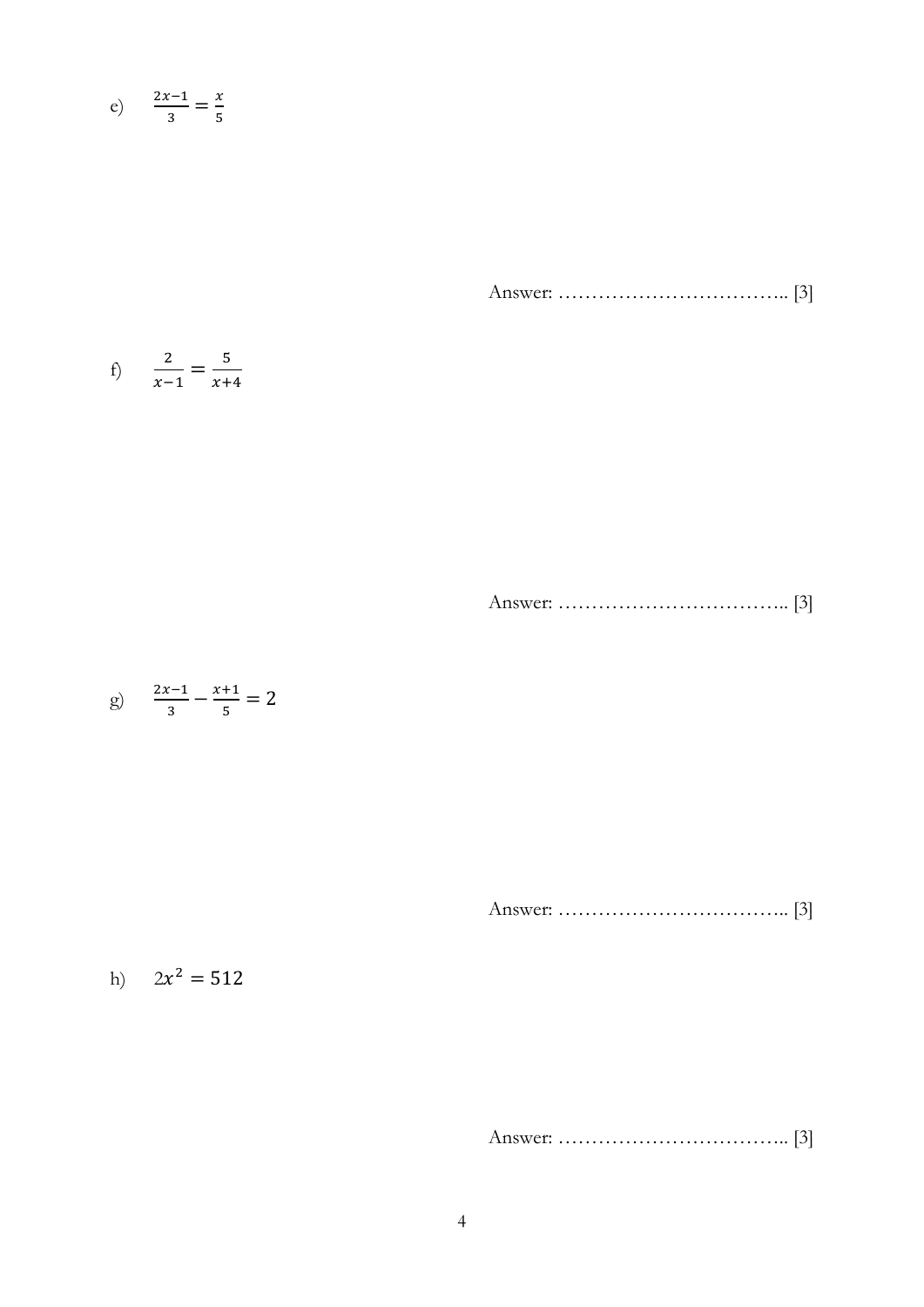e) $\frac{2x-1}{3} = \frac{x}{5}$

Answer: …………………………….. [3]

f) $\frac{2}{x-1} = \frac{5}{x+4}$

Answer: …………………………….. [3]

g) $\frac{2x-1}{3} - \frac{x+1}{5} = 2$

Answer: …………………………….. [3]

h) $2x^2 = 512$

Answer: …………………………….. [3]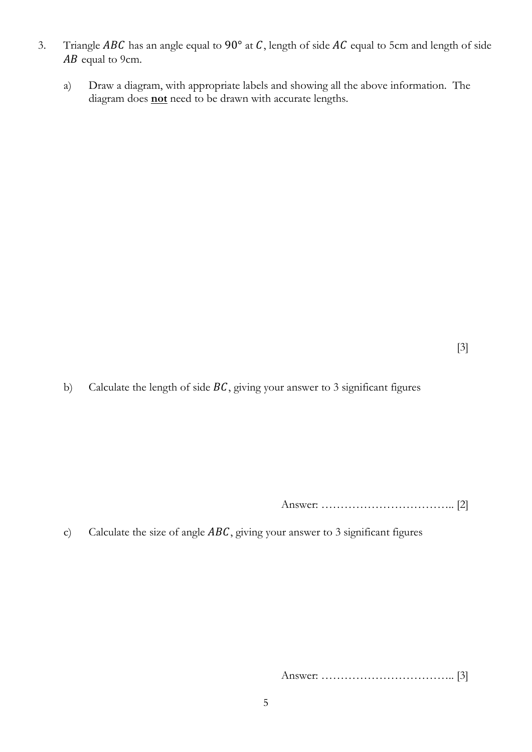3. Triangle $ABC$ has an angle equal to $90°$ at $C$, length of side $AC$ equal to 5cm and length of side $AB$ equal to 9cm.

   a) Draw a diagram, with appropriate labels and showing all the above information. The diagram does **not** need to be drawn with accurate lengths.

[3]

   b) Calculate the length of side $BC$, giving your answer to 3 significant figures

Answer: …………………………….. [2]

   c) Calculate the size of angle $ABC$, giving your answer to 3 significant figures

Answer: …………………………….. [3]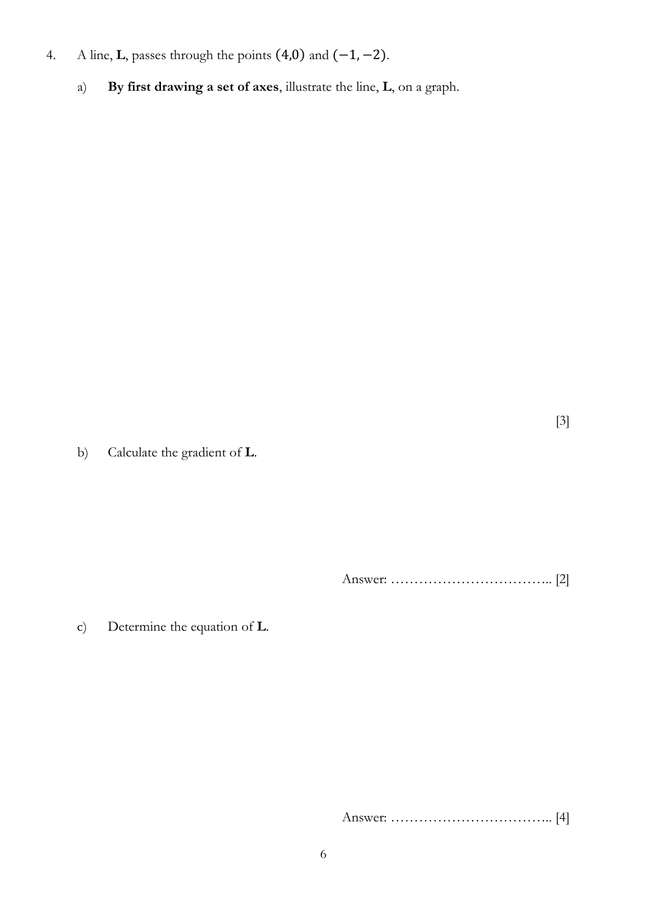4. A line, **L**, passes through the points $(4,0)$ and $(-1,-2)$.

   a) **By first drawing a set of axes**, illustrate the line, **L**, on a graph.

   [3]

   b) Calculate the gradient of **L**.

   Answer: …………………………….. [2]

   c) Determine the equation of **L**.

   Answer: …………………………….. [4]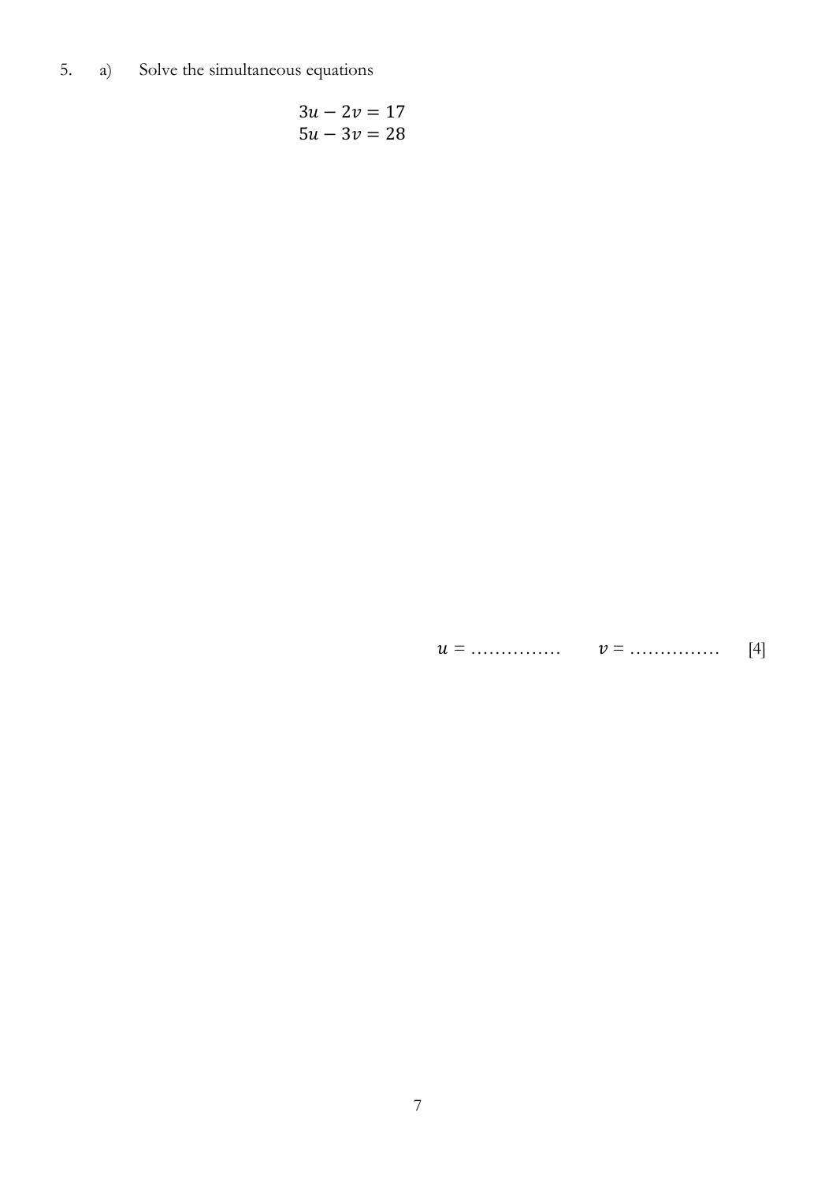5. a) Solve the simultaneous equations

$$3u - 2v = 17$$
$$5u - 3v = 28$$

$u$ = …………… $v$ = …………… [4]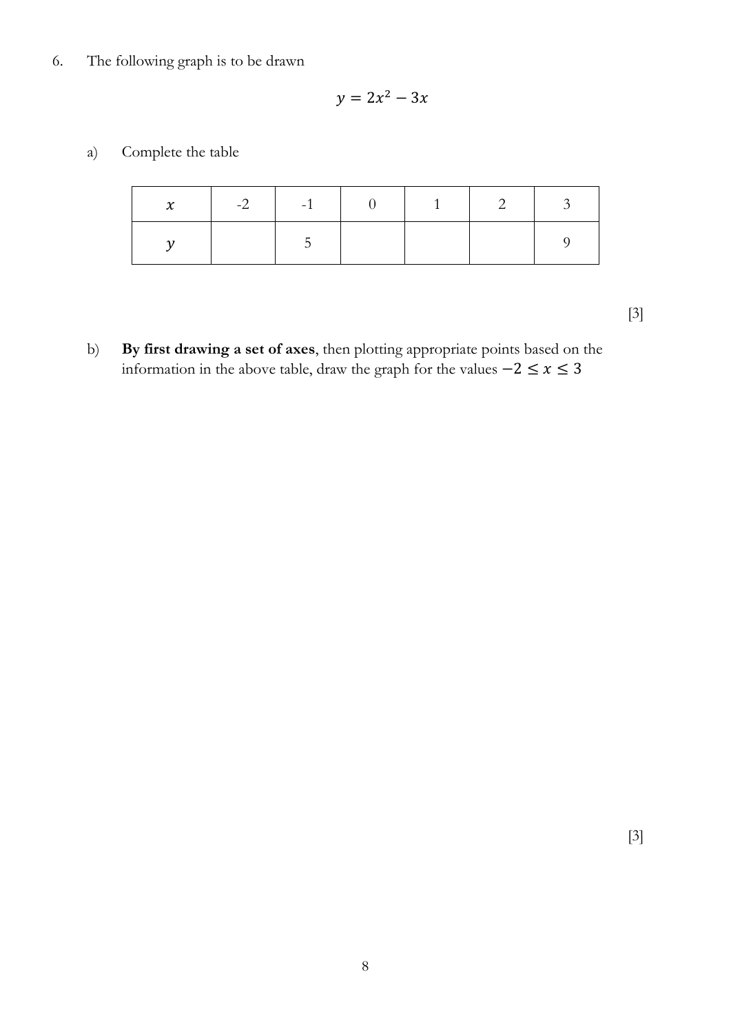6. The following graph is to be drawn

$$y = 2x^2 - 3x$$

a) Complete the table

| $x$ | -2 | -1 | 0 | 1 | 2 | 3 |
|---|---|---|---|---|---|---|
| $y$ | | 5 | | | | 9 |

[3]

b) **By first drawing a set of axes**, then plotting appropriate points based on the information in the above table, draw the graph for the values $-2 \leq x \leq 3$

[3]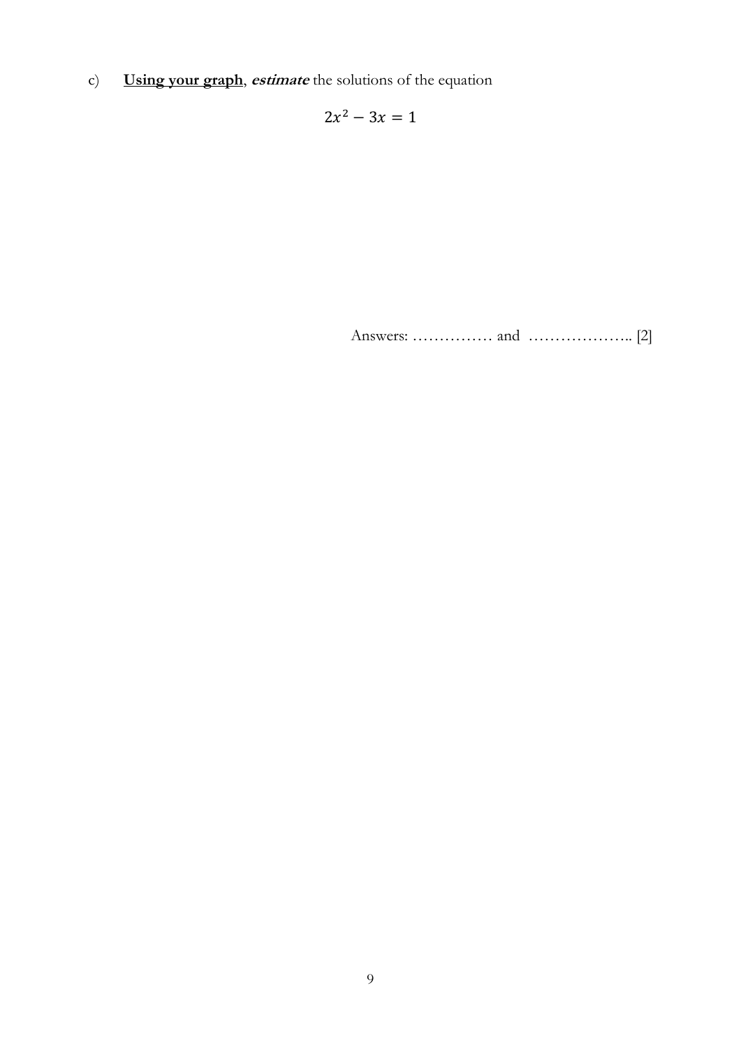c) **<u>Using your graph</u>**, ***estimate*** the solutions of the equation

$$2x^2 - 3x = 1$$

Answers: …………… and ……………….. [2]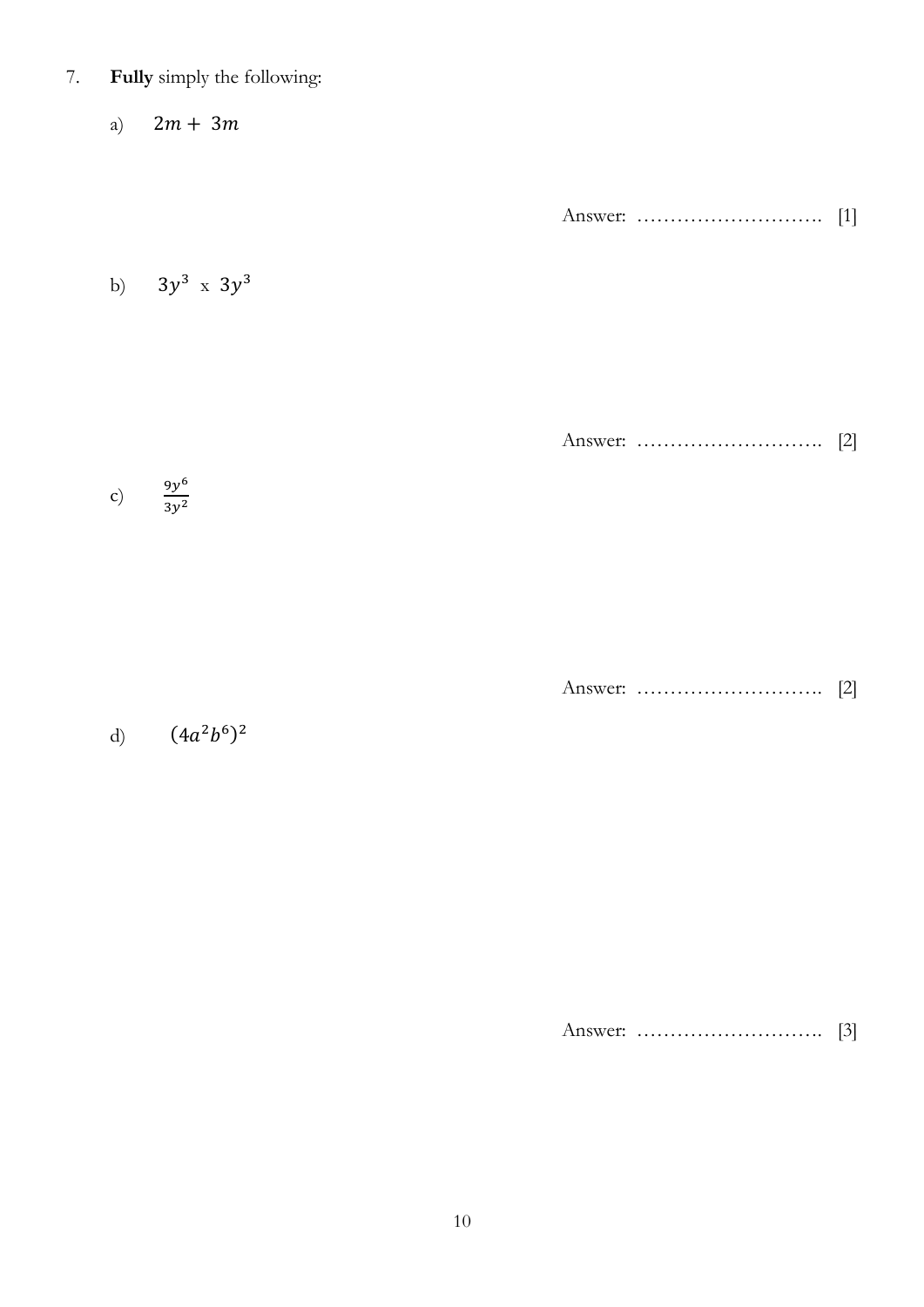7. **Fully** simply the following:

   a) $2m + 3m$

   Answer: ………………………. [1]

   b) $3y^3$ x $3y^3$

   Answer: ………………………. [2]

   c) $\frac{9y^6}{3y^2}$

   Answer: ………………………. [2]

   d) $(4a^2b^6)^2$

   Answer: ………………………. [3]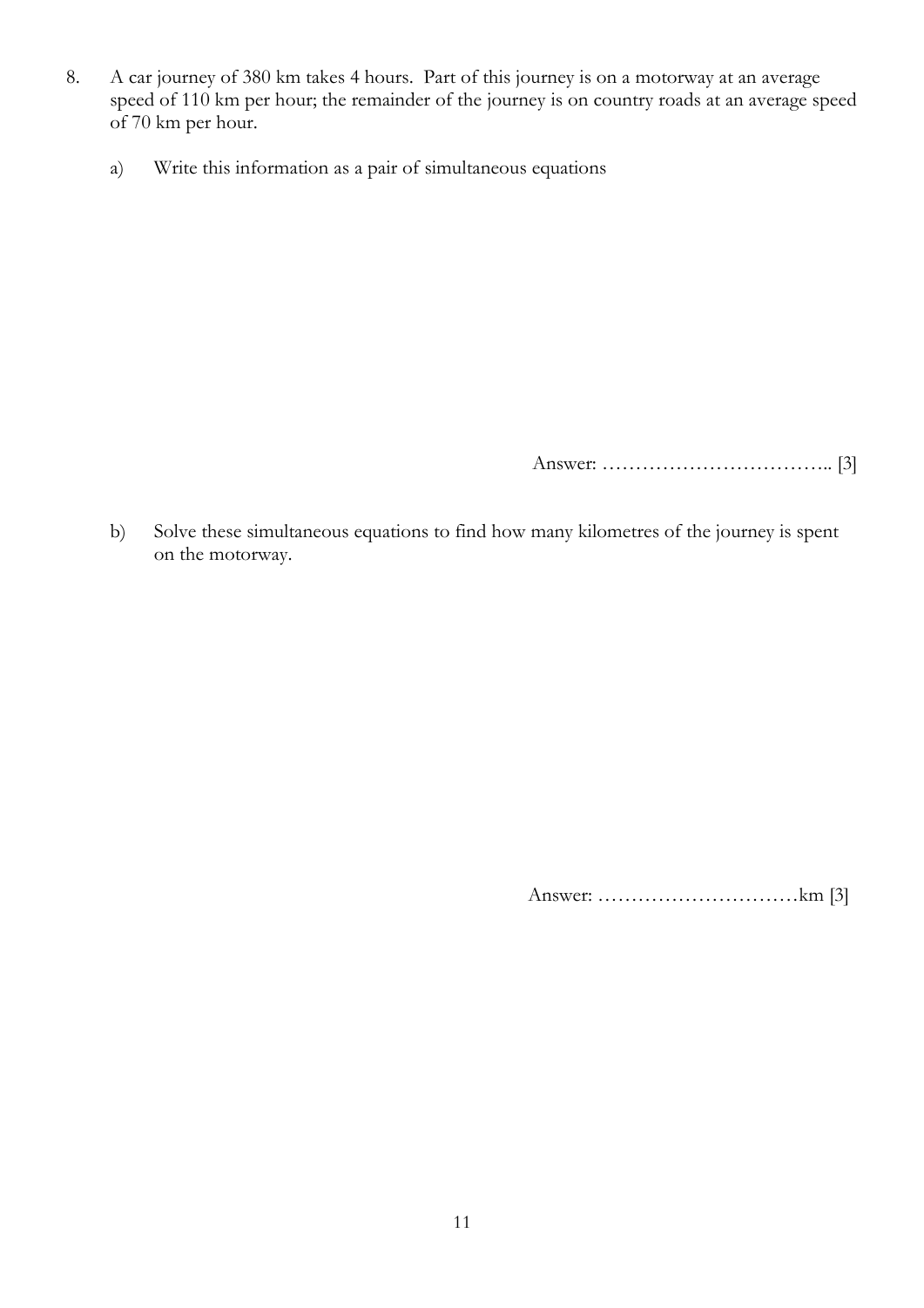8. A car journey of 380 km takes 4 hours. Part of this journey is on a motorway at an average speed of 110 km per hour; the remainder of the journey is on country roads at an average speed of 70 km per hour.

   a) Write this information as a pair of simultaneous equations

   Answer: …………………………….. [3]

   b) Solve these simultaneous equations to find how many kilometres of the journey is spent on the motorway.

   Answer: …………………………km [3]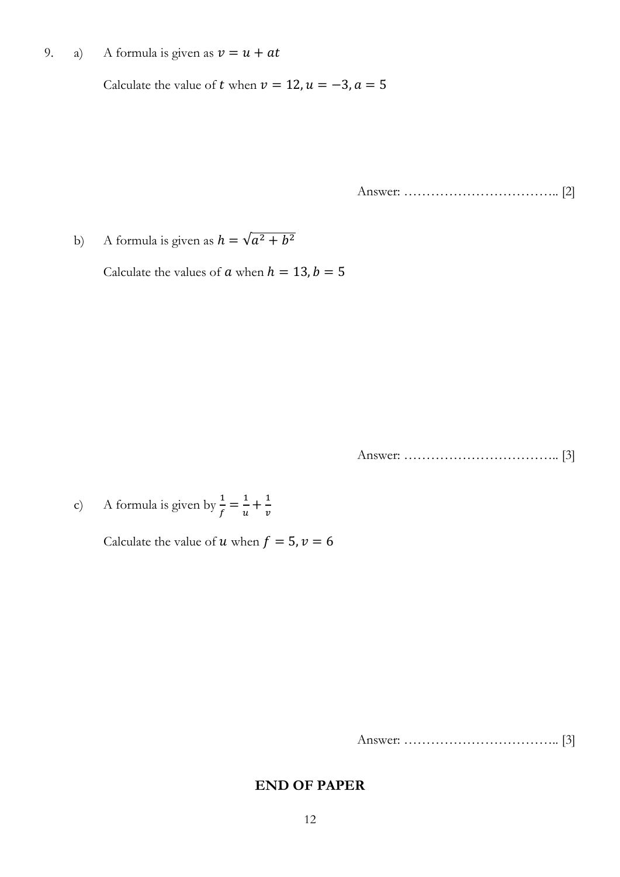9. a) A formula is given as $v = u + at$

Calculate the value of $t$ when $v = 12, u = -3, a = 5$

Answer: …………………………….. [2]

b) A formula is given as $h = \sqrt{a^2 + b^2}$

Calculate the values of $a$ when $h = 13, b = 5$

Answer: …………………………….. [3]

c) A formula is given by $\frac{1}{f} = \frac{1}{u} + \frac{1}{v}$

Calculate the value of $u$ when $f = 5, v = 6$

Answer: …………………………….. [3]

**END OF PAPER**